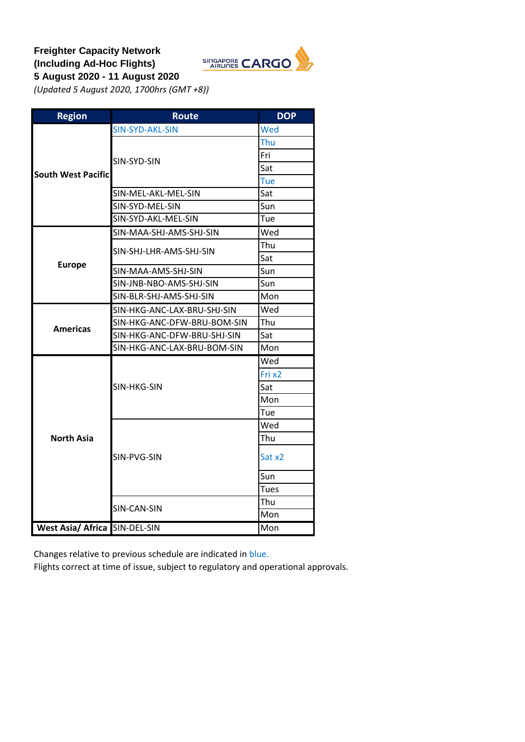**Freighter Capacity Network**
**(Including Ad-Hoc Flights)**
**5 August 2020 - 11 August 2020**
*(Updated 5 August 2020, 1700hrs (GMT +8))*

| Region | Route | DOP |
|---|---|---|
| South West Pacific | SIN-SYD-AKL-SIN | Wed |
| | SIN-SYD-SIN | Thu |
| | | Fri |
| | | Sat |
| | | Tue |
| | SIN-MEL-AKL-MEL-SIN | Sat |
| | SIN-SYD-MEL-SIN | Sun |
| | SIN-SYD-AKL-MEL-SIN | Tue |
| Europe | SIN-MAA-SHJ-AMS-SHJ-SIN | Wed |
| | SIN-SHJ-LHR-AMS-SHJ-SIN | Thu |
| | | Sat |
| | SIN-MAA-AMS-SHJ-SIN | Sun |
| | SIN-JNB-NBO-AMS-SHJ-SIN | Sun |
| | SIN-BLR-SHJ-AMS-SHJ-SIN | Mon |
| Americas | SIN-HKG-ANC-LAX-BRU-SHJ-SIN | Wed |
| | SIN-HKG-ANC-DFW-BRU-BOM-SIN | Thu |
| | SIN-HKG-ANC-DFW-BRU-SHJ-SIN | Sat |
| | SIN-HKG-ANC-LAX-BRU-BOM-SIN | Mon |
| North Asia | SIN-HKG-SIN | Wed |
| | | Fri x2 |
| | | Sat |
| | | Mon |
| | | Tue |
| | SIN-PVG-SIN | Wed |
| | | Thu |
| | | Sat x2 |
| | | Sun |
| | | Tues |
| | SIN-CAN-SIN | Thu |
| | | Mon |
| West Asia/ Africa | SIN-DEL-SIN | Mon |

Changes relative to previous schedule are indicated in blue.
Flights correct at time of issue, subject to regulatory and operational approvals.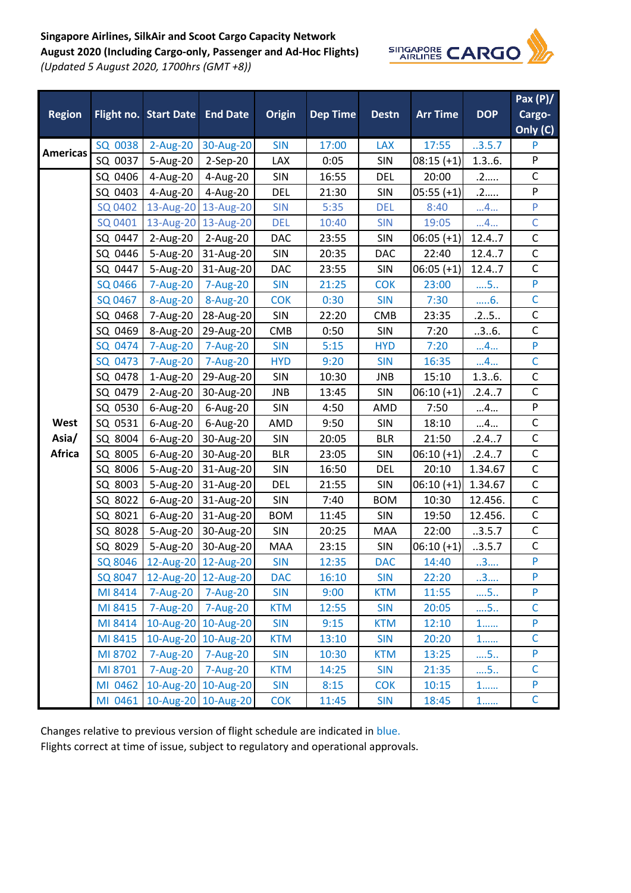**Singapore Airlines, SilkAir and Scoot Cargo Capacity Network**
**August 2020 (Including Cargo-only, Passenger and Ad-Hoc Flights)**
*(Updated 5 August 2020, 1700hrs (GMT +8))*

| Region | Flight no. | Start Date | End Date | Origin | Dep Time | Destn | Arr Time | DOP | Pax (P)/ Cargo-Only (C) |
|---|---|---|---|---|---|---|---|---|---|
| Americas | SQ 0038 | 2-Aug-20 | 30-Aug-20 | SIN | 17:00 | LAX | 17:55 | ..3.5.7 | P |
| | SQ 0037 | 5-Aug-20 | 2-Sep-20 | LAX | 0:05 | SIN | 08:15 (+1) | 1.3..6. | P |
| West Asia/ Africa | SQ 0406 | 4-Aug-20 | 4-Aug-20 | SIN | 16:55 | DEL | 20:00 | .2..... | C |
| | SQ 0403 | 4-Aug-20 | 4-Aug-20 | DEL | 21:30 | SIN | 05:55 (+1) | .2..... | P |
| | SQ 0402 | 13-Aug-20 | 13-Aug-20 | SIN | 5:35 | DEL | 8:40 | ...4... | P |
| | SQ 0401 | 13-Aug-20 | 13-Aug-20 | DEL | 10:40 | SIN | 19:05 | ...4... | C |
| | SQ 0447 | 2-Aug-20 | 2-Aug-20 | DAC | 23:55 | SIN | 06:05 (+1) | 12.4..7 | C |
| | SQ 0446 | 5-Aug-20 | 31-Aug-20 | SIN | 20:35 | DAC | 22:40 | 12.4..7 | C |
| | SQ 0447 | 5-Aug-20 | 31-Aug-20 | DAC | 23:55 | SIN | 06:05 (+1) | 12.4..7 | C |
| | SQ 0466 | 7-Aug-20 | 7-Aug-20 | SIN | 21:25 | COK | 23:00 | ....5.. | P |
| | SQ 0467 | 8-Aug-20 | 8-Aug-20 | COK | 0:30 | SIN | 7:30 | .....6. | C |
| | SQ 0468 | 7-Aug-20 | 28-Aug-20 | SIN | 22:20 | CMB | 23:35 | .2..5.. | C |
| | SQ 0469 | 8-Aug-20 | 29-Aug-20 | CMB | 0:50 | SIN | 7:20 | ..3..6. | C |
| | SQ 0474 | 7-Aug-20 | 7-Aug-20 | SIN | 5:15 | HYD | 7:20 | ...4... | P |
| | SQ 0473 | 7-Aug-20 | 7-Aug-20 | HYD | 9:20 | SIN | 16:35 | ...4... | C |
| | SQ 0478 | 1-Aug-20 | 29-Aug-20 | SIN | 10:30 | JNB | 15:10 | 1.3..6. | Cargo |
| | SQ 0479 | 2-Aug-20 | 30-Aug-20 | JNB | 13:45 | SIN | 06:10 (+1) | .2.4..7 | C |
| | SQ 0530 | 6-Aug-20 | 6-Aug-20 | SIN | 4:50 | AMD | 7:50 | ...4... | P |
| | SQ 0531 | 6-Aug-20 | 6-Aug-20 | AMD | 9:50 | SIN | 18:10 | ...4... | C |
| | SQ 8004 | 6-Aug-20 | 30-Aug-20 | SIN | 20:05 | BLR | 21:50 | .2.4..7 | C |
| | SQ 8005 | 6-Aug-20 | 30-Aug-20 | BLR | 23:05 | SIN | 06:10 (+1) | .2.4..7 | C |
| | SQ 8006 | 5-Aug-20 | 31-Aug-20 | SIN | 16:50 | DEL | 20:10 | 1.34.67 | C |
| | SQ 8003 | 5-Aug-20 | 31-Aug-20 | DEL | 21:55 | SIN | 06:10 (+1) | 1.34.67 | C |
| | SQ 8022 | 6-Aug-20 | 31-Aug-20 | SIN | 7:40 | BOM | 10:30 | 12.456. | C |
| | SQ 8021 | 6-Aug-20 | 31-Aug-20 | BOM | 11:45 | SIN | 19:50 | 12.456. | C |
| | SQ 8028 | 5-Aug-20 | 30-Aug-20 | SIN | 20:25 | MAA | 22:00 | ..3.5.7 | C |
| | SQ 8029 | 5-Aug-20 | 30-Aug-20 | MAA | 23:15 | SIN | 06:10 (+1) | ..3.5.7 | C |
| | SQ 8046 | 12-Aug-20 | 12-Aug-20 | SIN | 12:35 | DAC | 14:40 | ..3.... | P |
| | SQ 8047 | 12-Aug-20 | 12-Aug-20 | DAC | 16:10 | SIN | 22:20 | ..3.... | P |
| | MI 8414 | 7-Aug-20 | 7-Aug-20 | SIN | 9:00 | KTM | 11:55 | ....5.. | P |
| | MI 8415 | 7-Aug-20 | 7-Aug-20 | KTM | 12:55 | SIN | 20:05 | ....5.. | C |
| | MI 8414 | 10-Aug-20 | 10-Aug-20 | SIN | 9:15 | KTM | 12:10 | 1...... | P |
| | MI 8415 | 10-Aug-20 | 10-Aug-20 | KTM | 13:10 | SIN | 20:20 | 1...... | C |
| | MI 8702 | 7-Aug-20 | 7-Aug-20 | SIN | 10:30 | KTM | 13:25 | ....5.. | P |
| | MI 8701 | 7-Aug-20 | 7-Aug-20 | KTM | 14:25 | SIN | 21:35 | ....5.. | C |
| | MI 0462 | 10-Aug-20 | 10-Aug-20 | SIN | 8:15 | COK | 10:15 | 1...... | P |
| | MI 0461 | 10-Aug-20 | 10-Aug-20 | COK | 11:45 | SIN | 18:45 | 1...... | C |

Changes relative to previous version of flight schedule are indicated in blue.
Flights correct at time of issue, subject to regulatory and operational approvals.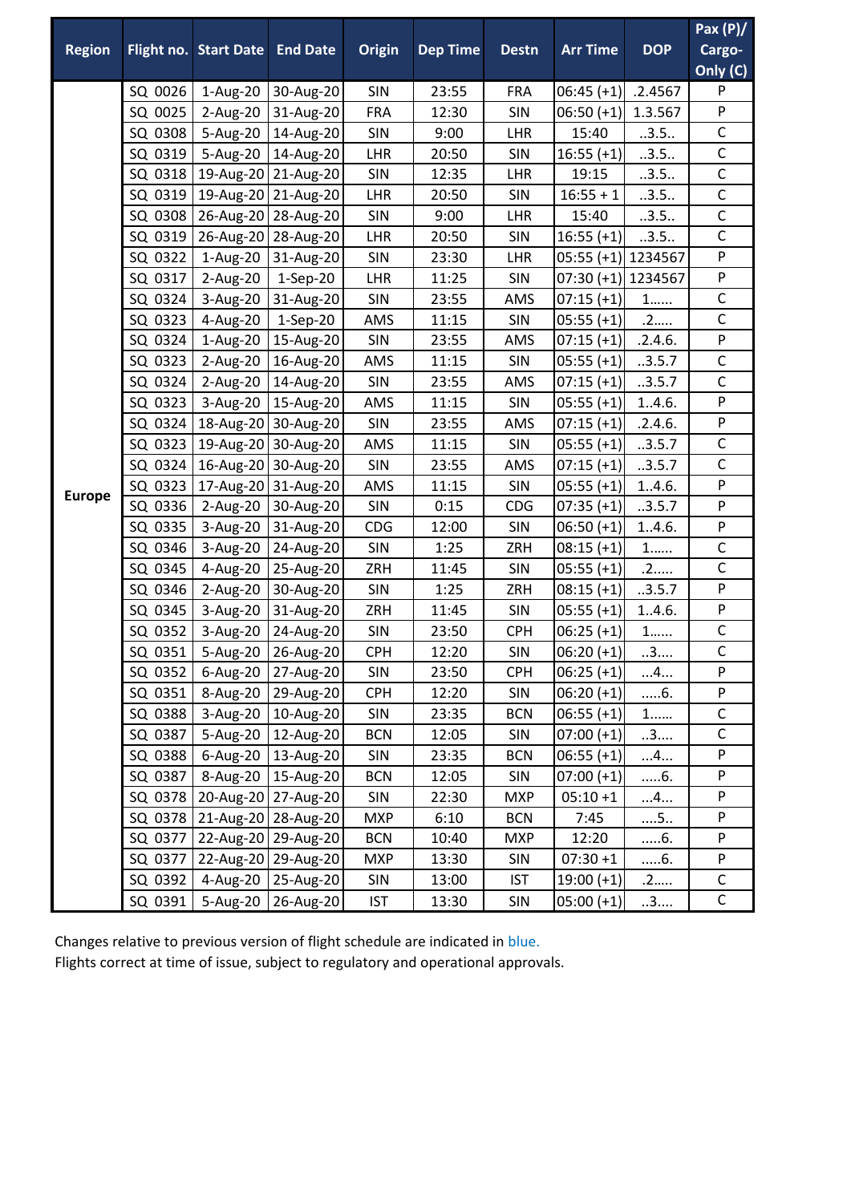| Region | Flight no. | Start Date | End Date | Origin | Dep Time | Destn | Arr Time | DOP | Pax (P)/ Cargo-Only (C) |
|---|---|---|---|---|---|---|---|---|---|
| Europe | SQ 0026 | 1-Aug-20 | 30-Aug-20 | SIN | 23:55 | FRA | 06:45 (+1) | .2.4567 | P |
| | SQ 0025 | 2-Aug-20 | 31-Aug-20 | FRA | 12:30 | SIN | 06:50 (+1) | 1.3.567 | P |
| | SQ 0308 | 5-Aug-20 | 14-Aug-20 | SIN | 9:00 | LHR | 15:40 | ..3.5.. | C |
| | SQ 0319 | 5-Aug-20 | 14-Aug-20 | LHR | 20:50 | SIN | 16:55 (+1) | ..3.5.. | C |
| | SQ 0318 | 19-Aug-20 | 21-Aug-20 | SIN | 12:35 | LHR | 19:15 | ..3.5.. | C |
| | SQ 0319 | 19-Aug-20 | 21-Aug-20 | LHR | 20:50 | SIN | 16:55 + 1 | ..3.5.. | C |
| | SQ 0308 | 26-Aug-20 | 28-Aug-20 | SIN | 9:00 | LHR | 15:40 | ..3.5.. | C |
| | SQ 0319 | 26-Aug-20 | 28-Aug-20 | LHR | 20:50 | SIN | 16:55 (+1) | ..3.5.. | C |
| | SQ 0322 | 1-Aug-20 | 31-Aug-20 | SIN | 23:30 | LHR | 05:55 (+1) | 1234567 | P |
| | SQ 0317 | 2-Aug-20 | 1-Sep-20 | LHR | 11:25 | SIN | 07:30 (+1) | 1234567 | P |
| | SQ 0324 | 3-Aug-20 | 31-Aug-20 | SIN | 23:55 | AMS | 07:15 (+1) | 1...... | C |
| | SQ 0323 | 4-Aug-20 | 1-Sep-20 | AMS | 11:15 | SIN | 05:55 (+1) | .2..... | C |
| | SQ 0324 | 1-Aug-20 | 15-Aug-20 | SIN | 23:55 | AMS | 07:15 (+1) | .2.4.6. | P |
| | SQ 0323 | 2-Aug-20 | 16-Aug-20 | AMS | 11:15 | SIN | 05:55 (+1) | ..3.5.7 | C |
| | SQ 0324 | 2-Aug-20 | 14-Aug-20 | SIN | 23:55 | AMS | 07:15 (+1) | ..3.5.7 | C |
| | SQ 0323 | 3-Aug-20 | 15-Aug-20 | AMS | 11:15 | SIN | 05:55 (+1) | 1..4.6. | P |
| | SQ 0324 | 18-Aug-20 | 30-Aug-20 | SIN | 23:55 | AMS | 07:15 (+1) | .2.4.6. | P |
| | SQ 0323 | 19-Aug-20 | 30-Aug-20 | AMS | 11:15 | SIN | 05:55 (+1) | ..3.5.7 | C |
| | SQ 0324 | 16-Aug-20 | 30-Aug-20 | SIN | 23:55 | AMS | 07:15 (+1) | ..3.5.7 | C |
| | SQ 0323 | 17-Aug-20 | 31-Aug-20 | AMS | 11:15 | SIN | 05:55 (+1) | 1..4.6. | P |
| | SQ 0336 | 2-Aug-20 | 30-Aug-20 | SIN | 0:15 | CDG | 07:35 (+1) | ..3.5.7 | P |
| | SQ 0335 | 3-Aug-20 | 31-Aug-20 | CDG | 12:00 | SIN | 06:50 (+1) | 1..4.6. | P |
| | SQ 0346 | 3-Aug-20 | 24-Aug-20 | SIN | 1:25 | ZRH | 08:15 (+1) | 1...... | C |
| | SQ 0345 | 4-Aug-20 | 25-Aug-20 | ZRH | 11:45 | SIN | 05:55 (+1) | .2..... | C |
| | SQ 0346 | 2-Aug-20 | 30-Aug-20 | SIN | 1:25 | ZRH | 08:15 (+1) | ..3.5.7 | P |
| | SQ 0345 | 3-Aug-20 | 31-Aug-20 | ZRH | 11:45 | SIN | 05:55 (+1) | 1..4.6. | P |
| | SQ 0352 | 3-Aug-20 | 24-Aug-20 | SIN | 23:50 | CPH | 06:25 (+1) | 1...... | C |
| | SQ 0351 | 5-Aug-20 | 26-Aug-20 | CPH | 12:20 | SIN | 06:20 (+1) | ..3.... | C |
| | SQ 0352 | 6-Aug-20 | 27-Aug-20 | SIN | 23:50 | CPH | 06:25 (+1) | ...4... | P |
| | SQ 0351 | 8-Aug-20 | 29-Aug-20 | CPH | 12:20 | SIN | 06:20 (+1) | .....6. | P |
| | SQ 0388 | 3-Aug-20 | 10-Aug-20 | SIN | 23:35 | BCN | 06:55 (+1) | 1...... | C |
| | SQ 0387 | 5-Aug-20 | 12-Aug-20 | BCN | 12:05 | SIN | 07:00 (+1) | ..3.... | C |
| | SQ 0388 | 6-Aug-20 | 13-Aug-20 | SIN | 23:35 | BCN | 06:55 (+1) | ...4... | P |
| | SQ 0387 | 8-Aug-20 | 15-Aug-20 | BCN | 12:05 | SIN | 07:00 (+1) | .....6. | P |
| | SQ 0378 | 20-Aug-20 | 27-Aug-20 | SIN | 22:30 | MXP | 05:10 +1 | ...4... | P |
| | SQ 0378 | 21-Aug-20 | 28-Aug-20 | MXP | 6:10 | BCN | 7:45 | ....5.. | P |
| | SQ 0377 | 22-Aug-20 | 29-Aug-20 | BCN | 10:40 | MXP | 12:20 | .....6. | P |
| | SQ 0377 | 22-Aug-20 | 29-Aug-20 | MXP | 13:30 | SIN | 07:30 +1 | .....6. | P |
| | SQ 0392 | 4-Aug-20 | 25-Aug-20 | SIN | 13:00 | IST | 19:00 (+1) | .2..... | C |
| | SQ 0391 | 5-Aug-20 | 26-Aug-20 | IST | 13:30 | SIN | 05:00 (+1) | ..3.... | C |

Changes relative to previous version of flight schedule are indicated in blue.
Flights correct at time of issue, subject to regulatory and operational approvals.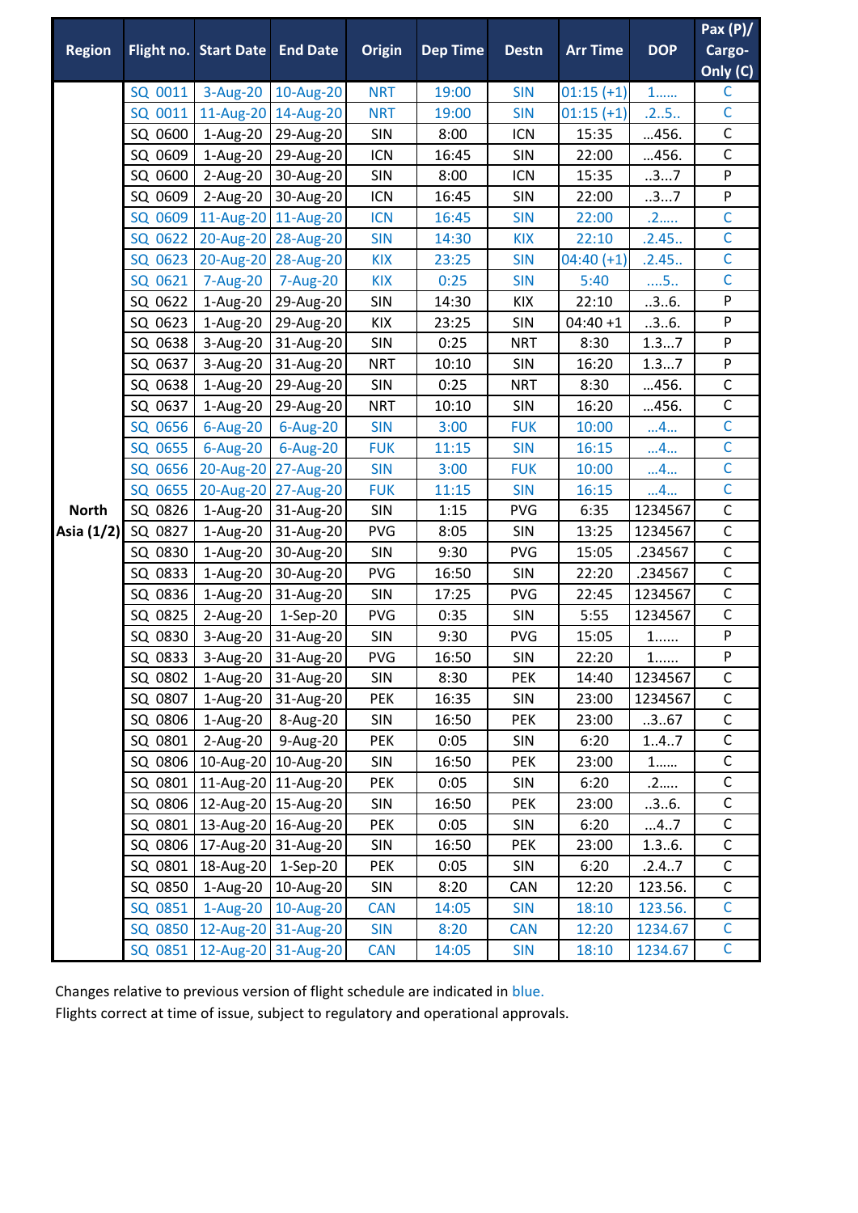| Region | Flight no. | Start Date | End Date | Origin | Dep Time | Destn | Arr Time | DOP | Pax (P)/ Cargo-Only (C) |
|---|---|---|---|---|---|---|---|---|---|
| North Asia (1/2) | SQ 0011 | 3-Aug-20 | 10-Aug-20 | NRT | 19:00 | SIN | 01:15 (+1) | 1...... | C |
| | SQ 0011 | 11-Aug-20 | 14-Aug-20 | NRT | 19:00 | SIN | 01:15 (+1) | .2..5.. | C |
| | SQ 0600 | 1-Aug-20 | 29-Aug-20 | SIN | 8:00 | ICN | 15:35 | ...456. | C |
| | SQ 0609 | 1-Aug-20 | 29-Aug-20 | ICN | 16:45 | SIN | 22:00 | ...456. | C |
| | SQ 0600 | 2-Aug-20 | 30-Aug-20 | SIN | 8:00 | ICN | 15:35 | ..3...7 | P |
| | SQ 0609 | 2-Aug-20 | 30-Aug-20 | ICN | 16:45 | SIN | 22:00 | ..3...7 | P |
| | SQ 0609 | 11-Aug-20 | 11-Aug-20 | ICN | 16:45 | SIN | 22:00 | .2..... | C |
| | SQ 0622 | 20-Aug-20 | 28-Aug-20 | SIN | 14:30 | KIX | 22:10 | .2.45.. | C |
| | SQ 0623 | 20-Aug-20 | 28-Aug-20 | KIX | 23:25 | SIN | 04:40 (+1) | .2.45.. | C |
| | SQ 0621 | 7-Aug-20 | 7-Aug-20 | KIX | 0:25 | SIN | 5:40 | ....5.. | C |
| | SQ 0622 | 1-Aug-20 | 29-Aug-20 | SIN | 14:30 | KIX | 22:10 | ..3..6. | P |
| | SQ 0623 | 1-Aug-20 | 29-Aug-20 | KIX | 23:25 | SIN | 04:40 +1 | ..3..6. | P |
| | SQ 0638 | 3-Aug-20 | 31-Aug-20 | SIN | 0:25 | NRT | 8:30 | 1.3...7 | P |
| | SQ 0637 | 3-Aug-20 | 31-Aug-20 | NRT | 10:10 | SIN | 16:20 | 1.3...7 | P |
| | SQ 0638 | 1-Aug-20 | 29-Aug-20 | SIN | 0:25 | NRT | 8:30 | ...456. | C |
| | SQ 0637 | 1-Aug-20 | 29-Aug-20 | NRT | 10:10 | SIN | 16:20 | ...456. | C |
| | SQ 0656 | 6-Aug-20 | 6-Aug-20 | SIN | 3:00 | FUK | 10:00 | ...4... | C |
| | SQ 0655 | 6-Aug-20 | 6-Aug-20 | FUK | 11:15 | SIN | 16:15 | ...4... | C |
| | SQ 0656 | 20-Aug-20 | 27-Aug-20 | SIN | 3:00 | FUK | 10:00 | ...4... | C |
| | SQ 0655 | 20-Aug-20 | 27-Aug-20 | FUK | 11:15 | SIN | 16:15 | ...4... | C |
| | SQ 0826 | 1-Aug-20 | 31-Aug-20 | SIN | 1:15 | PVG | 6:35 | 1234567 | C |
| | SQ 0827 | 1-Aug-20 | 31-Aug-20 | PVG | 8:05 | SIN | 13:25 | 1234567 | C |
| | SQ 0830 | 1-Aug-20 | 30-Aug-20 | SIN | 9:30 | PVG | 15:05 | .234567 | C |
| | SQ 0833 | 1-Aug-20 | 30-Aug-20 | PVG | 16:50 | SIN | 22:20 | .234567 | C |
| | SQ 0836 | 1-Aug-20 | 31-Aug-20 | SIN | 17:25 | PVG | 22:45 | 1234567 | C |
| | SQ 0825 | 2-Aug-20 | 1-Sep-20 | PVG | 0:35 | SIN | 5:55 | 1234567 | C |
| | SQ 0830 | 3-Aug-20 | 31-Aug-20 | SIN | 9:30 | PVG | 15:05 | 1...... | P |
| | SQ 0833 | 3-Aug-20 | 31-Aug-20 | PVG | 16:50 | SIN | 22:20 | 1...... | P |
| | SQ 0802 | 1-Aug-20 | 31-Aug-20 | SIN | 8:30 | PEK | 14:40 | 1234567 | C |
| | SQ 0807 | 1-Aug-20 | 31-Aug-20 | PEK | 16:35 | SIN | 23:00 | 1234567 | C |
| | SQ 0806 | 1-Aug-20 | 8-Aug-20 | SIN | 16:50 | PEK | 23:00 | ..3..67 | C |
| | SQ 0801 | 2-Aug-20 | 9-Aug-20 | PEK | 0:05 | SIN | 6:20 | 1..4..7 | C |
| | SQ 0806 | 10-Aug-20 | 10-Aug-20 | SIN | 16:50 | PEK | 23:00 | 1...... | C |
| | SQ 0801 | 11-Aug-20 | 11-Aug-20 | PEK | 0:05 | SIN | 6:20 | .2..... | C |
| | SQ 0806 | 12-Aug-20 | 15-Aug-20 | SIN | 16:50 | PEK | 23:00 | ..3..6. | C |
| | SQ 0801 | 13-Aug-20 | 16-Aug-20 | PEK | 0:05 | SIN | 6:20 | ...4..7 | C |
| | SQ 0806 | 17-Aug-20 | 31-Aug-20 | SIN | 16:50 | PEK | 23:00 | 1.3..6. | C |
| | SQ 0801 | 18-Aug-20 | 1-Sep-20 | PEK | 0:05 | SIN | 6:20 | .2.4..7 | C |
| | SQ 0850 | 1-Aug-20 | 10-Aug-20 | SIN | 8:20 | CAN | 12:20 | 123.56. | C |
| | SQ 0851 | 1-Aug-20 | 10-Aug-20 | CAN | 14:05 | SIN | 18:10 | 123.56. | C |
| | SQ 0850 | 12-Aug-20 | 31-Aug-20 | SIN | 8:20 | CAN | 12:20 | 1234.67 | C |
| | SQ 0851 | 12-Aug-20 | 31-Aug-20 | CAN | 14:05 | SIN | 18:10 | 1234.67 | C |

Changes relative to previous version of flight schedule are indicated in blue.
Flights correct at time of issue, subject to regulatory and operational approvals.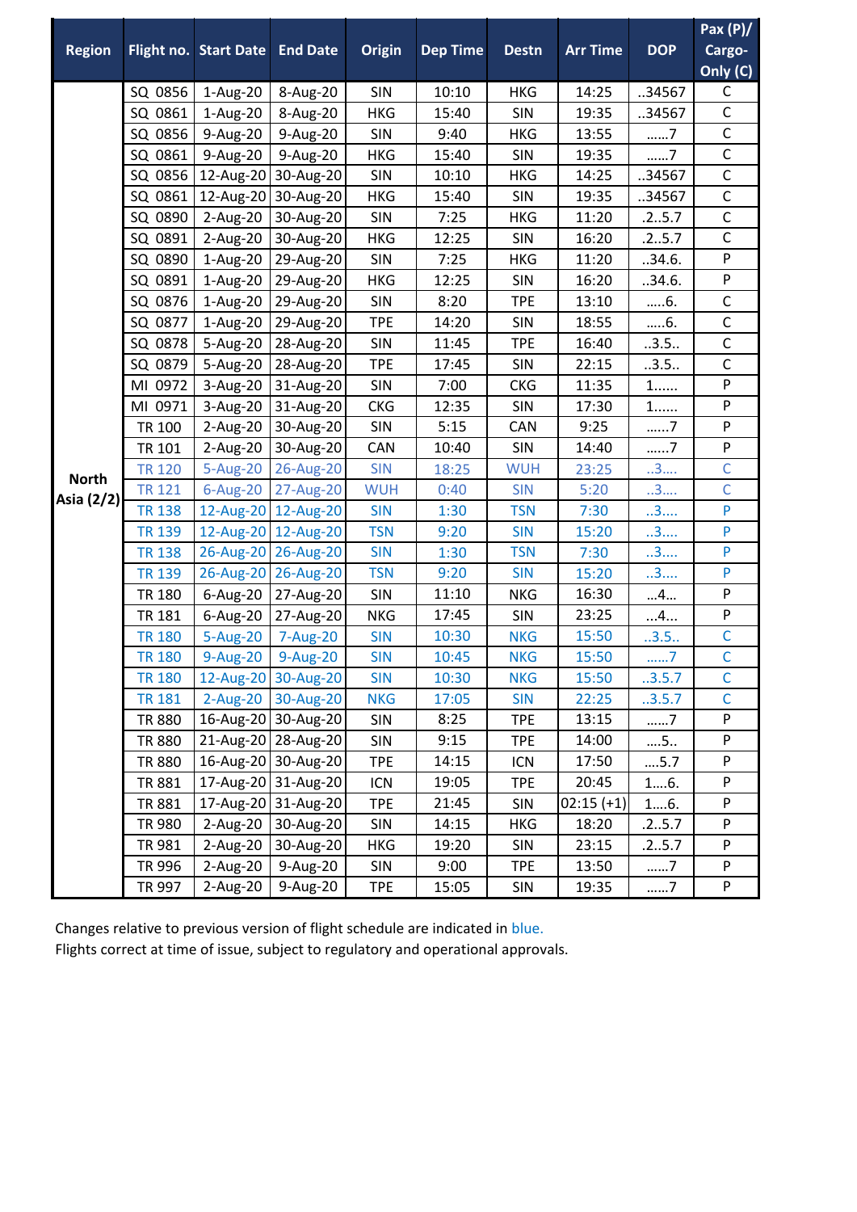| Region | Flight no. | Start Date | End Date | Origin | Dep Time | Destn | Arr Time | DOP | Pax (P)/ Cargo-Only (C) |
|---|---|---|---|---|---|---|---|---|---|
| North Asia (2/2) | SQ 0856 | 1-Aug-20 | 8-Aug-20 | SIN | 10:10 | HKG | 14:25 | ..34567 | C |
| | SQ 0861 | 1-Aug-20 | 8-Aug-20 | HKG | 15:40 | SIN | 19:35 | ..34567 | C |
| | SQ 0856 | 9-Aug-20 | 9-Aug-20 | SIN | 9:40 | HKG | 13:55 | ......7 | C |
| | SQ 0861 | 9-Aug-20 | 9-Aug-20 | HKG | 15:40 | SIN | 19:35 | ......7 | C |
| | SQ 0856 | 12-Aug-20 | 30-Aug-20 | SIN | 10:10 | HKG | 14:25 | ..34567 | C |
| | SQ 0861 | 12-Aug-20 | 30-Aug-20 | HKG | 15:40 | SIN | 19:35 | ..34567 | C |
| | SQ 0890 | 2-Aug-20 | 30-Aug-20 | SIN | 7:25 | HKG | 11:20 | .2..5.7 | C |
| | SQ 0891 | 2-Aug-20 | 30-Aug-20 | HKG | 12:25 | SIN | 16:20 | .2..5.7 | C |
| | SQ 0890 | 1-Aug-20 | 29-Aug-20 | SIN | 7:25 | HKG | 11:20 | ..34.6. | P |
| | SQ 0891 | 1-Aug-20 | 29-Aug-20 | HKG | 12:25 | SIN | 16:20 | ..34.6. | P |
| | SQ 0876 | 1-Aug-20 | 29-Aug-20 | SIN | 8:20 | TPE | 13:10 | .....6. | C |
| | SQ 0877 | 1-Aug-20 | 29-Aug-20 | TPE | 14:20 | SIN | 18:55 | .....6. | C |
| | SQ 0878 | 5-Aug-20 | 28-Aug-20 | SIN | 11:45 | TPE | 16:40 | ..3.5.. | C |
| | SQ 0879 | 5-Aug-20 | 28-Aug-20 | TPE | 17:45 | SIN | 22:15 | ..3.5.. | C |
| | MI 0972 | 3-Aug-20 | 31-Aug-20 | SIN | 7:00 | CKG | 11:35 | 1...... | P |
| | MI 0971 | 3-Aug-20 | 31-Aug-20 | CKG | 12:35 | SIN | 17:30 | 1...... | P |
| | TR 100 | 2-Aug-20 | 30-Aug-20 | SIN | 5:15 | CAN | 9:25 | ......7 | P |
| | TR 101 | 2-Aug-20 | 30-Aug-20 | CAN | 10:40 | SIN | 14:40 | ......7 | P |
| | TR 120 | 5-Aug-20 | 26-Aug-20 | SIN | 18:25 | WUH | 23:25 | ..3.... | C |
| | TR 121 | 6-Aug-20 | 27-Aug-20 | WUH | 0:40 | SIN | 5:20 | ..3.... | C |
| | TR 138 | 12-Aug-20 | 12-Aug-20 | SIN | 1:30 | TSN | 7:30 | ..3.... | P |
| | TR 139 | 12-Aug-20 | 12-Aug-20 | TSN | 9:20 | SIN | 15:20 | ..3.... | P |
| | TR 138 | 26-Aug-20 | 26-Aug-20 | SIN | 1:30 | TSN | 7:30 | ..3.... | P |
| | TR 139 | 26-Aug-20 | 26-Aug-20 | TSN | 9:20 | SIN | 15:20 | ..3.... | P |
| | TR 180 | 6-Aug-20 | 27-Aug-20 | SIN | 11:10 | NKG | 16:30 | ...4... | P |
| | TR 181 | 6-Aug-20 | 27-Aug-20 | NKG | 17:45 | SIN | 23:25 | ...4... | P |
| | TR 180 | 5-Aug-20 | 7-Aug-20 | SIN | 10:30 | NKG | 15:50 | ..3.5.. | C |
| | TR 180 | 9-Aug-20 | 9-Aug-20 | SIN | 10:45 | NKG | 15:50 | ......7 | C |
| | TR 180 | 12-Aug-20 | 30-Aug-20 | SIN | 10:30 | NKG | 15:50 | ..3.5.7 | C |
| | TR 181 | 2-Aug-20 | 30-Aug-20 | NKG | 17:05 | SIN | 22:25 | ..3.5.7 | C |
| | TR 880 | 16-Aug-20 | 30-Aug-20 | SIN | 8:25 | TPE | 13:15 | ......7 | P |
| | TR 880 | 21-Aug-20 | 28-Aug-20 | SIN | 9:15 | TPE | 14:00 | ....5.. | P |
| | TR 880 | 16-Aug-20 | 30-Aug-20 | TPE | 14:15 | ICN | 17:50 | ....5.7 | P |
| | TR 881 | 17-Aug-20 | 31-Aug-20 | ICN | 19:05 | TPE | 20:45 | 1....6. | P |
| | TR 881 | 17-Aug-20 | 31-Aug-20 | TPE | 21:45 | SIN | 02:15 (+1) | 1....6. | P |
| | TR 980 | 2-Aug-20 | 30-Aug-20 | SIN | 14:15 | HKG | 18:20 | .2..5.7 | P |
| | TR 981 | 2-Aug-20 | 30-Aug-20 | HKG | 19:20 | SIN | 23:15 | .2..5.7 | P |
| | TR 996 | 2-Aug-20 | 9-Aug-20 | SIN | 9:00 | TPE | 13:50 | ......7 | P |
| | TR 997 | 2-Aug-20 | 9-Aug-20 | TPE | 15:05 | SIN | 19:35 | ......7 | P |

Changes relative to previous version of flight schedule are indicated in blue.
Flights correct at time of issue, subject to regulatory and operational approvals.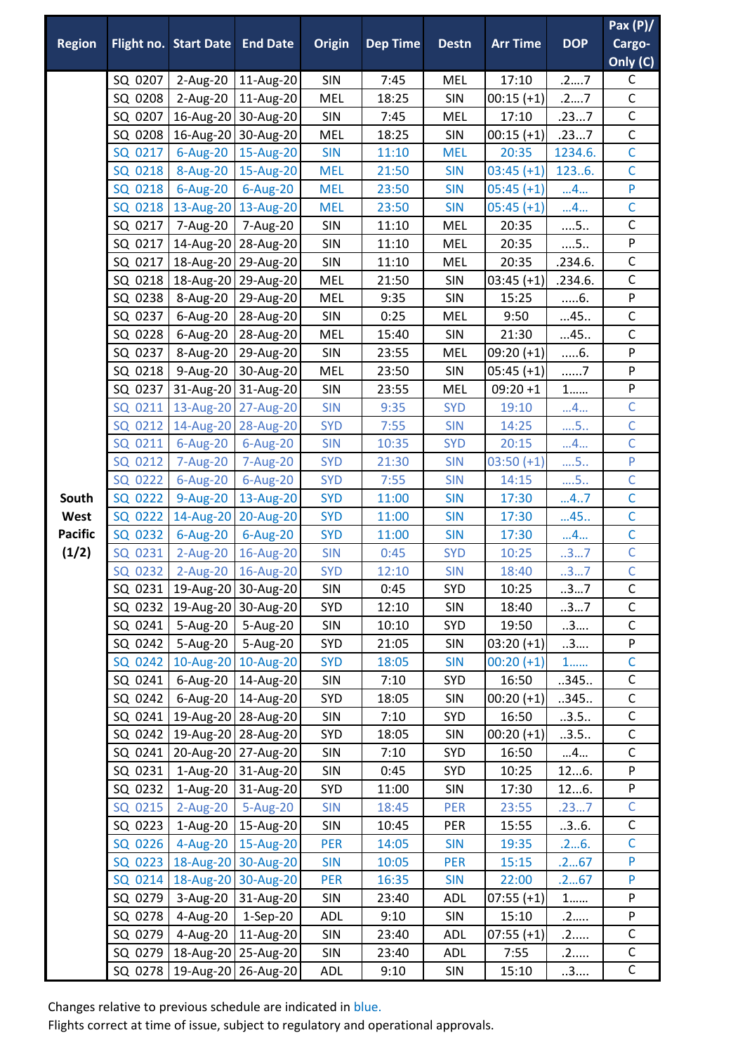| Region | Flight no. | Start Date | End Date | Origin | Dep Time | Destn | Arr Time | DOP | Pax (P)/ Cargo-Only (C) |
|---|---|---|---|---|---|---|---|---|---|
| South West Pacific (1/2) | SQ 0207 | 2-Aug-20 | 11-Aug-20 | SIN | 7:45 | MEL | 17:10 | .2....7 | C |
| | SQ 0208 | 2-Aug-20 | 11-Aug-20 | MEL | 18:25 | SIN | 00:15 (+1) | .2....7 | C |
| | SQ 0207 | 16-Aug-20 | 30-Aug-20 | SIN | 7:45 | MEL | 17:10 | .23...7 | C |
| | SQ 0208 | 16-Aug-20 | 30-Aug-20 | MEL | 18:25 | SIN | 00:15 (+1) | .23...7 | C |
| | SQ 0217 | 6-Aug-20 | 15-Aug-20 | SIN | 11:10 | MEL | 20:35 | 1234.6. | C |
| | SQ 0218 | 8-Aug-20 | 15-Aug-20 | MEL | 21:50 | SIN | 03:45 (+1) | 123..6. | C |
| | SQ 0218 | 6-Aug-20 | 6-Aug-20 | MEL | 23:50 | SIN | 05:45 (+1) | ...4... | P |
| | SQ 0218 | 13-Aug-20 | 13-Aug-20 | MEL | 23:50 | SIN | 05:45 (+1) | ...4... | C |
| | SQ 0217 | 7-Aug-20 | 7-Aug-20 | SIN | 11:10 | MEL | 20:35 | ....5.. | C |
| | SQ 0217 | 14-Aug-20 | 28-Aug-20 | SIN | 11:10 | MEL | 20:35 | ....5.. | P |
| | SQ 0217 | 18-Aug-20 | 29-Aug-20 | SIN | 11:10 | MEL | 20:35 | .234.6. | C |
| | SQ 0218 | 18-Aug-20 | 29-Aug-20 | MEL | 21:50 | SIN | 03:45 (+1) | .234.6. | C |
| | SQ 0238 | 8-Aug-20 | 29-Aug-20 | MEL | 9:35 | SIN | 15:25 | .....6. | P |
| | SQ 0237 | 6-Aug-20 | 28-Aug-20 | SIN | 0:25 | MEL | 9:50 | ...45.. | C |
| | SQ 0228 | 6-Aug-20 | 28-Aug-20 | MEL | 15:40 | SIN | 21:30 | ...45.. | C |
| | SQ 0237 | 8-Aug-20 | 29-Aug-20 | SIN | 23:55 | MEL | 09:20 (+1) | .....6. | P |
| | SQ 0218 | 9-Aug-20 | 30-Aug-20 | MEL | 23:50 | SIN | 05:45 (+1) | ......7 | P |
| | SQ 0237 | 31-Aug-20 | 31-Aug-20 | SIN | 23:55 | MEL | 09:20 +1 | 1...... | P |
| | SQ 0211 | 13-Aug-20 | 27-Aug-20 | SIN | 9:35 | SYD | 19:10 | ...4... | C |
| | SQ 0212 | 14-Aug-20 | 28-Aug-20 | SYD | 7:55 | SIN | 14:25 | ....5.. | C |
| | SQ 0211 | 6-Aug-20 | 6-Aug-20 | SIN | 10:35 | SYD | 20:15 | ...4... | C |
| | SQ 0212 | 7-Aug-20 | 7-Aug-20 | SYD | 21:30 | SIN | 03:50 (+1) | ....5.. | P |
| | SQ 0222 | 6-Aug-20 | 6-Aug-20 | SYD | 7:55 | SIN | 14:15 | ....5.. | C |
| | SQ 0222 | 9-Aug-20 | 13-Aug-20 | SYD | 11:00 | SIN | 17:30 | ...4..7 | C |
| | SQ 0222 | 14-Aug-20 | 20-Aug-20 | SYD | 11:00 | SIN | 17:30 | ...45.. | C |
| | SQ 0232 | 6-Aug-20 | 6-Aug-20 | SYD | 11:00 | SIN | 17:30 | ...4... | C |
| | SQ 0231 | 2-Aug-20 | 16-Aug-20 | SIN | 0:45 | SYD | 10:25 | ..3...7 | C |
| | SQ 0232 | 2-Aug-20 | 16-Aug-20 | SYD | 12:10 | SIN | 18:40 | ..3...7 | C |
| | SQ 0231 | 19-Aug-20 | 30-Aug-20 | SIN | 0:45 | SYD | 10:25 | ..3...7 | C |
| | SQ 0232 | 19-Aug-20 | 30-Aug-20 | SYD | 12:10 | SIN | 18:40 | ..3...7 | C |
| | SQ 0241 | 5-Aug-20 | 5-Aug-20 | SIN | 10:10 | SYD | 19:50 | ..3.... | C |
| | SQ 0242 | 5-Aug-20 | 5-Aug-20 | SYD | 21:05 | SIN | 03:20 (+1) | ..3.... | P |
| | SQ 0242 | 10-Aug-20 | 10-Aug-20 | SYD | 18:05 | SIN | 00:20 (+1) | 1...... | C |
| | SQ 0241 | 6-Aug-20 | 14-Aug-20 | SIN | 7:10 | SYD | 16:50 | ..345.. | C |
| | SQ 0242 | 6-Aug-20 | 14-Aug-20 | SYD | 18:05 | SIN | 00:20 (+1) | ..345.. | C |
| | SQ 0241 | 19-Aug-20 | 28-Aug-20 | SIN | 7:10 | SYD | 16:50 | ..3.5.. | C |
| | SQ 0242 | 19-Aug-20 | 28-Aug-20 | SYD | 18:05 | SIN | 00:20 (+1) | ..3.5.. | C |
| | SQ 0241 | 20-Aug-20 | 27-Aug-20 | SIN | 7:10 | SYD | 16:50 | ...4... | C |
| | SQ 0231 | 1-Aug-20 | 31-Aug-20 | SIN | 0:45 | SYD | 10:25 | 12...6. | P |
| | SQ 0232 | 1-Aug-20 | 31-Aug-20 | SYD | 11:00 | SIN | 17:30 | 12...6. | P |
| | SQ 0215 | 2-Aug-20 | 5-Aug-20 | SIN | 18:45 | PER | 23:55 | .23...7 | C |
| | SQ 0223 | 1-Aug-20 | 15-Aug-20 | SIN | 10:45 | PER | 15:55 | ..3..6. | C |
| | SQ 0226 | 4-Aug-20 | 15-Aug-20 | PER | 14:05 | SIN | 19:35 | .2...6. | C |
| | SQ 0223 | 18-Aug-20 | 30-Aug-20 | SIN | 10:05 | PER | 15:15 | .2...67 | P |
| | SQ 0214 | 18-Aug-20 | 30-Aug-20 | PER | 16:35 | SIN | 22:00 | .2...67 | P |
| | SQ 0279 | 3-Aug-20 | 31-Aug-20 | SIN | 23:40 | ADL | 07:55 (+1) | 1...... | P |
| | SQ 0278 | 4-Aug-20 | 1-Sep-20 | ADL | 9:10 | SIN | 15:10 | .2..... | P |
| | SQ 0279 | 4-Aug-20 | 11-Aug-20 | SIN | 23:40 | ADL | 07:55 (+1) | .2..... | C |
| | SQ 0279 | 18-Aug-20 | 25-Aug-20 | SIN | 23:40 | ADL | 7:55 | .2..... | C |
| | SQ 0278 | 19-Aug-20 | 26-Aug-20 | ADL | 9:10 | SIN | 15:10 | ..3.... | C |

Changes relative to previous schedule are indicated in blue.
Flights correct at time of issue, subject to regulatory and operational approvals.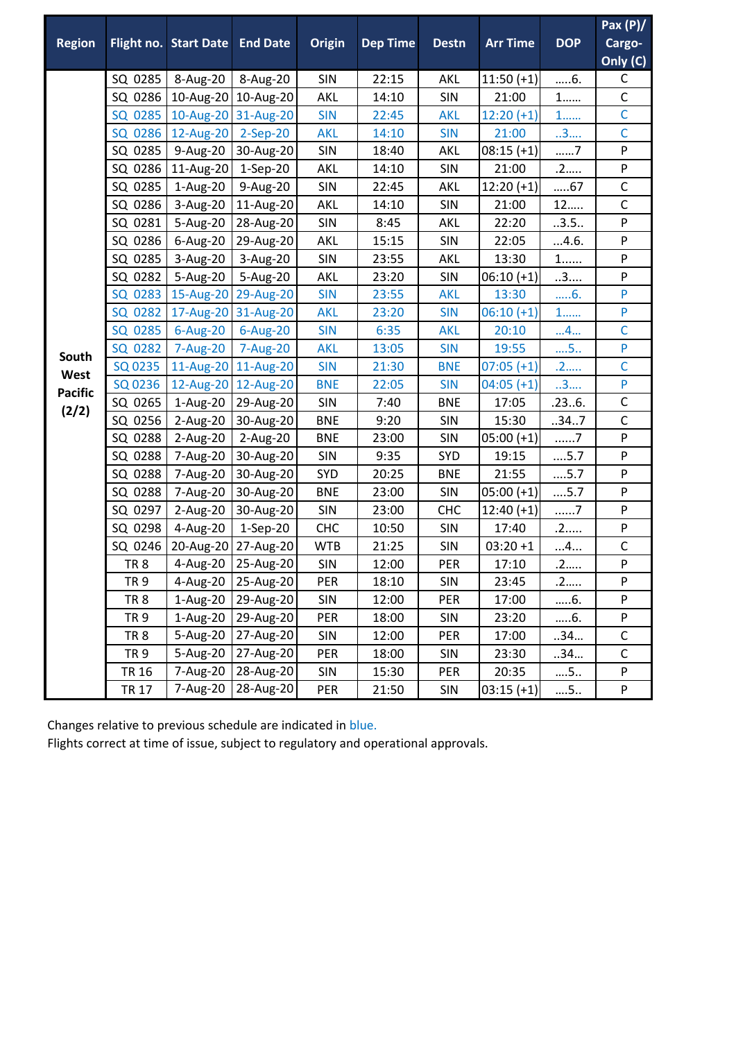| Region | Flight no. | Start Date | End Date | Origin | Dep Time | Destn | Arr Time | DOP | Pax (P)/ Cargo-Only (C) |
|---|---|---|---|---|---|---|---|---|---|
| South West Pacific (2/2) | SQ 0285 | 8-Aug-20 | 8-Aug-20 | SIN | 22:15 | AKL | 11:50 (+1) | …..6. | C |
| | SQ 0286 | 10-Aug-20 | 10-Aug-20 | AKL | 14:10 | SIN | 21:00 | 1…… | C |
| | SQ 0285 | 10-Aug-20 | 31-Aug-20 | SIN | 22:45 | AKL | 12:20 (+1) | 1…… | C |
| | SQ 0286 | 12-Aug-20 | 2-Sep-20 | AKL | 14:10 | SIN | 21:00 | ..3…. | C |
| | SQ 0285 | 9-Aug-20 | 30-Aug-20 | SIN | 18:40 | AKL | 08:15 (+1) | ……7 | P |
| | SQ 0286 | 11-Aug-20 | 1-Sep-20 | AKL | 14:10 | SIN | 21:00 | .2….. | P |
| | SQ 0285 | 1-Aug-20 | 9-Aug-20 | SIN | 22:45 | AKL | 12:20 (+1) | …..67 | C |
| | SQ 0286 | 3-Aug-20 | 11-Aug-20 | AKL | 14:10 | SIN | 21:00 | 12….. | C |
| | SQ 0281 | 5-Aug-20 | 28-Aug-20 | SIN | 8:45 | AKL | 22:20 | ..3.5.. | P |
| | SQ 0286 | 6-Aug-20 | 29-Aug-20 | AKL | 15:15 | SIN | 22:05 | …4.6. | P |
| | SQ 0285 | 3-Aug-20 | 3-Aug-20 | SIN | 23:55 | AKL | 13:30 | 1…… | P |
| | SQ 0282 | 5-Aug-20 | 5-Aug-20 | AKL | 23:20 | SIN | 06:10 (+1) | ..3…. | P |
| | SQ 0283 | 15-Aug-20 | 29-Aug-20 | SIN | 23:55 | AKL | 13:30 | …..6. | P |
| | SQ 0282 | 17-Aug-20 | 31-Aug-20 | AKL | 23:20 | SIN | 06:10 (+1) | 1…… | P |
| | SQ 0285 | 6-Aug-20 | 6-Aug-20 | SIN | 6:35 | AKL | 20:10 | …4… | C |
| | SQ 0282 | 7-Aug-20 | 7-Aug-20 | AKL | 13:05 | SIN | 19:55 | ….5.. | P |
| | SQ 0235 | 11-Aug-20 | 11-Aug-20 | SIN | 21:30 | BNE | 07:05 (+1) | .2….. | C |
| | SQ 0236 | 12-Aug-20 | 12-Aug-20 | BNE | 22:05 | SIN | 04:05 (+1) | ..3…. | P |
| | SQ 0265 | 1-Aug-20 | 29-Aug-20 | SIN | 7:40 | BNE | 17:05 | .23..6. | C |
| | SQ 0256 | 2-Aug-20 | 30-Aug-20 | BNE | 9:20 | SIN | 15:30 | ..34..7 | C |
| | SQ 0288 | 2-Aug-20 | 2-Aug-20 | BNE | 23:00 | SIN | 05:00 (+1) | ……7 | P |
| | SQ 0288 | 7-Aug-20 | 30-Aug-20 | SIN | 9:35 | SYD | 19:15 | ….5.7 | P |
| | SQ 0288 | 7-Aug-20 | 30-Aug-20 | SYD | 20:25 | BNE | 21:55 | ….5.7 | P |
| | SQ 0288 | 7-Aug-20 | 30-Aug-20 | BNE | 23:00 | SIN | 05:00 (+1) | ….5.7 | P |
| | SQ 0297 | 2-Aug-20 | 30-Aug-20 | SIN | 23:00 | CHC | 12:40 (+1) | ……7 | P |
| | SQ 0298 | 4-Aug-20 | 1-Sep-20 | CHC | 10:50 | SIN | 17:40 | .2….. | P |
| | SQ 0246 | 20-Aug-20 | 27-Aug-20 | WTB | 21:25 | SIN | 03:20 +1 | …4… | C |
| | TR 8 | 4-Aug-20 | 25-Aug-20 | SIN | 12:00 | PER | 17:10 | .2….. | P |
| | TR 9 | 4-Aug-20 | 25-Aug-20 | PER | 18:10 | SIN | 23:45 | .2….. | P |
| | TR 8 | 1-Aug-20 | 29-Aug-20 | SIN | 12:00 | PER | 17:00 | …..6. | P |
| | TR 9 | 1-Aug-20 | 29-Aug-20 | PER | 18:00 | SIN | 23:20 | …..6. | P |
| | TR 8 | 5-Aug-20 | 27-Aug-20 | SIN | 12:00 | PER | 17:00 | ..34… | C |
| | TR 9 | 5-Aug-20 | 27-Aug-20 | PER | 18:00 | SIN | 23:30 | ..34… | C |
| | TR 16 | 7-Aug-20 | 28-Aug-20 | SIN | 15:30 | PER | 20:35 | ….5.. | P |
| | TR 17 | 7-Aug-20 | 28-Aug-20 | PER | 21:50 | SIN | 03:15 (+1) | ….5.. | P |

Changes relative to previous schedule are indicated in blue.
Flights correct at time of issue, subject to regulatory and operational approvals.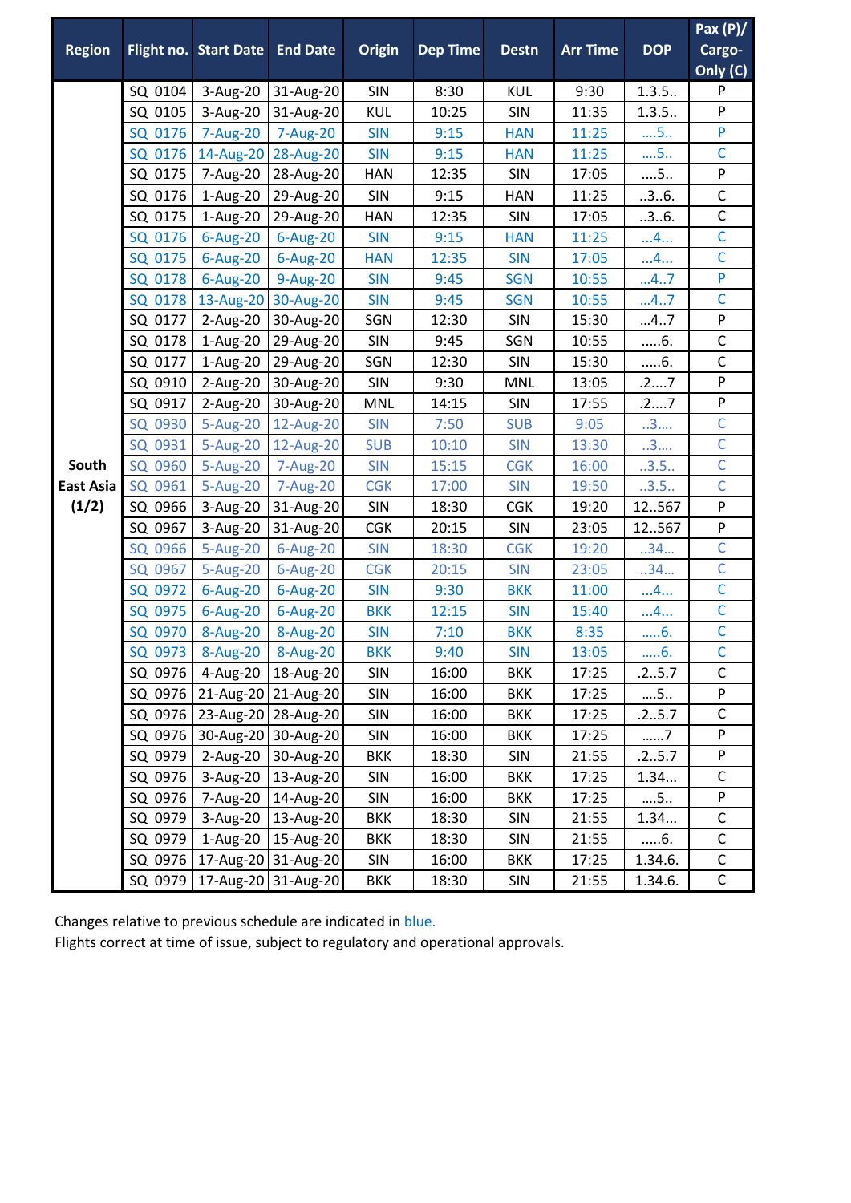| Region | Flight no. | Start Date | End Date | Origin | Dep Time | Destn | Arr Time | DOP | Pax (P)/ Cargo-Only (C) |
|---|---|---|---|---|---|---|---|---|---|
| South East Asia (1/2) | SQ 0104 | 3-Aug-20 | 31-Aug-20 | SIN | 8:30 | KUL | 9:30 | 1.3.5.. | P |
| | SQ 0105 | 3-Aug-20 | 31-Aug-20 | KUL | 10:25 | SIN | 11:35 | 1.3.5.. | P |
| | SQ 0176 | 7-Aug-20 | 7-Aug-20 | SIN | 9:15 | HAN | 11:25 | ....5.. | P |
| | SQ 0176 | 14-Aug-20 | 28-Aug-20 | SIN | 9:15 | HAN | 11:25 | ....5.. | C |
| | SQ 0175 | 7-Aug-20 | 28-Aug-20 | HAN | 12:35 | SIN | 17:05 | ....5.. | P |
| | SQ 0176 | 1-Aug-20 | 29-Aug-20 | SIN | 9:15 | HAN | 11:25 | ..3..6. | C |
| | SQ 0175 | 1-Aug-20 | 29-Aug-20 | HAN | 12:35 | SIN | 17:05 | ..3..6. | C |
| | SQ 0176 | 6-Aug-20 | 6-Aug-20 | SIN | 9:15 | HAN | 11:25 | ...4... | C |
| | SQ 0175 | 6-Aug-20 | 6-Aug-20 | HAN | 12:35 | SIN | 17:05 | ...4... | C |
| | SQ 0178 | 6-Aug-20 | 9-Aug-20 | SIN | 9:45 | SGN | 10:55 | ...4..7 | P |
| | SQ 0178 | 13-Aug-20 | 30-Aug-20 | SIN | 9:45 | SGN | 10:55 | ...4..7 | C |
| | SQ 0177 | 2-Aug-20 | 30-Aug-20 | SGN | 12:30 | SIN | 15:30 | ...4..7 | P |
| | SQ 0178 | 1-Aug-20 | 29-Aug-20 | SIN | 9:45 | SGN | 10:55 | .....6. | C |
| | SQ 0177 | 1-Aug-20 | 29-Aug-20 | SGN | 12:30 | SIN | 15:30 | .....6. | C |
| | SQ 0910 | 2-Aug-20 | 30-Aug-20 | SIN | 9:30 | MNL | 13:05 | .2....7 | P |
| | SQ 0917 | 2-Aug-20 | 30-Aug-20 | MNL | 14:15 | SIN | 17:55 | .2....7 | P |
| | SQ 0930 | 5-Aug-20 | 12-Aug-20 | SIN | 7:50 | SUB | 9:05 | ..3.... | C |
| | SQ 0931 | 5-Aug-20 | 12-Aug-20 | SUB | 10:10 | SIN | 13:30 | ..3.... | C |
| | SQ 0960 | 5-Aug-20 | 7-Aug-20 | SIN | 15:15 | CGK | 16:00 | ..3.5.. | C |
| | SQ 0961 | 5-Aug-20 | 7-Aug-20 | CGK | 17:00 | SIN | 19:50 | ..3.5.. | C |
| | SQ 0966 | 3-Aug-20 | 31-Aug-20 | SIN | 18:30 | CGK | 19:20 | 12..567 | P |
| | SQ 0967 | 3-Aug-20 | 31-Aug-20 | CGK | 20:15 | SIN | 23:05 | 12..567 | P |
| | SQ 0966 | 5-Aug-20 | 6-Aug-20 | SIN | 18:30 | CGK | 19:20 | ..34... | C |
| | SQ 0967 | 5-Aug-20 | 6-Aug-20 | CGK | 20:15 | SIN | 23:05 | ..34... | C |
| | SQ 0972 | 6-Aug-20 | 6-Aug-20 | SIN | 9:30 | BKK | 11:00 | ...4... | C |
| | SQ 0975 | 6-Aug-20 | 6-Aug-20 | BKK | 12:15 | SIN | 15:40 | ...4... | C |
| | SQ 0970 | 8-Aug-20 | 8-Aug-20 | SIN | 7:10 | BKK | 8:35 | .....6. | C |
| | SQ 0973 | 8-Aug-20 | 8-Aug-20 | BKK | 9:40 | SIN | 13:05 | .....6. | C |
| | SQ 0976 | 4-Aug-20 | 18-Aug-20 | SIN | 16:00 | BKK | 17:25 | .2..5.7 | C |
| | SQ 0976 | 21-Aug-20 | 21-Aug-20 | SIN | 16:00 | BKK | 17:25 | ....5.. | P |
| | SQ 0976 | 23-Aug-20 | 28-Aug-20 | SIN | 16:00 | BKK | 17:25 | .2..5.7 | C |
| | SQ 0976 | 30-Aug-20 | 30-Aug-20 | SIN | 16:00 | BKK | 17:25 | ......7 | P |
| | SQ 0979 | 2-Aug-20 | 30-Aug-20 | BKK | 18:30 | SIN | 21:55 | .2..5.7 | P |
| | SQ 0976 | 3-Aug-20 | 13-Aug-20 | SIN | 16:00 | BKK | 17:25 | 1.34... | C |
| | SQ 0976 | 7-Aug-20 | 14-Aug-20 | SIN | 16:00 | BKK | 17:25 | ....5.. | P |
| | SQ 0979 | 3-Aug-20 | 13-Aug-20 | BKK | 18:30 | SIN | 21:55 | 1.34... | C |
| | SQ 0979 | 1-Aug-20 | 15-Aug-20 | BKK | 18:30 | SIN | 21:55 | .....6. | C |
| | SQ 0976 | 17-Aug-20 | 31-Aug-20 | SIN | 16:00 | BKK | 17:25 | 1.34.6. | C |
| | SQ 0979 | 17-Aug-20 | 31-Aug-20 | BKK | 18:30 | SIN | 21:55 | 1.34.6. | C |

Changes relative to previous schedule are indicated in blue.
Flights correct at time of issue, subject to regulatory and operational approvals.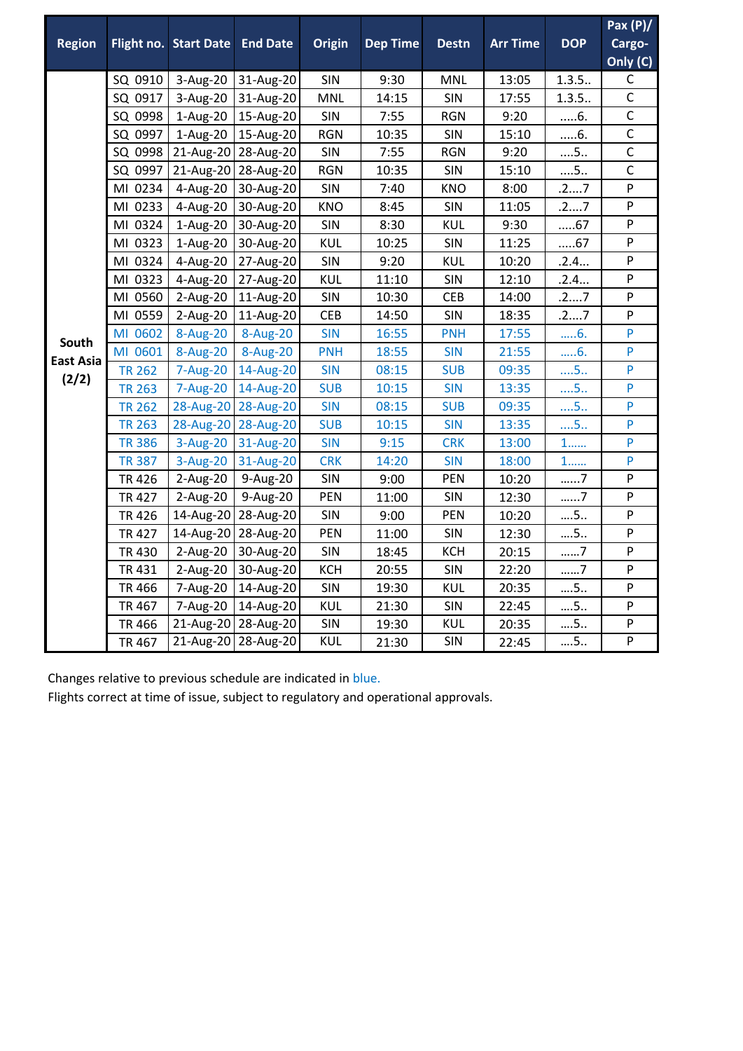| Region | Flight no. | Start Date | End Date | Origin | Dep Time | Destn | Arr Time | DOP | Pax (P)/ Cargo-Only (C) |
|---|---|---|---|---|---|---|---|---|---|
| South East Asia (2/2) | SQ 0910 | 3-Aug-20 | 31-Aug-20 | SIN | 9:30 | MNL | 13:05 | 1.3.5.. | C |
| | SQ 0917 | 3-Aug-20 | 31-Aug-20 | MNL | 14:15 | SIN | 17:55 | 1.3.5.. | C |
| | SQ 0998 | 1-Aug-20 | 15-Aug-20 | SIN | 7:55 | RGN | 9:20 | .....6. | C |
| | SQ 0997 | 1-Aug-20 | 15-Aug-20 | RGN | 10:35 | SIN | 15:10 | .....6. | C |
| | SQ 0998 | 21-Aug-20 | 28-Aug-20 | SIN | 7:55 | RGN | 9:20 | ....5.. | C |
| | SQ 0997 | 21-Aug-20 | 28-Aug-20 | RGN | 10:35 | SIN | 15:10 | ....5.. | C |
| | MI 0234 | 4-Aug-20 | 30-Aug-20 | SIN | 7:40 | KNO | 8:00 | .2....7 | P |
| | MI 0233 | 4-Aug-20 | 30-Aug-20 | KNO | 8:45 | SIN | 11:05 | .2....7 | P |
| | MI 0324 | 1-Aug-20 | 30-Aug-20 | SIN | 8:30 | KUL | 9:30 | .....67 | P |
| | MI 0323 | 1-Aug-20 | 30-Aug-20 | KUL | 10:25 | SIN | 11:25 | .....67 | P |
| | MI 0324 | 4-Aug-20 | 27-Aug-20 | SIN | 9:20 | KUL | 10:20 | .2.4... | P |
| | MI 0323 | 4-Aug-20 | 27-Aug-20 | KUL | 11:10 | SIN | 12:10 | .2.4... | P |
| | MI 0560 | 2-Aug-20 | 11-Aug-20 | SIN | 10:30 | CEB | 14:00 | .2....7 | P |
| | MI 0559 | 2-Aug-20 | 11-Aug-20 | CEB | 14:50 | SIN | 18:35 | .2....7 | P |
| | MI 0602 | 8-Aug-20 | 8-Aug-20 | SIN | 16:55 | PNH | 17:55 | .....6. | P |
| | MI 0601 | 8-Aug-20 | 8-Aug-20 | PNH | 18:55 | SIN | 21:55 | .....6. | P |
| | TR 262 | 7-Aug-20 | 14-Aug-20 | SIN | 08:15 | SUB | 09:35 | ....5.. | P |
| | TR 263 | 7-Aug-20 | 14-Aug-20 | SUB | 10:15 | SIN | 13:35 | ....5.. | P |
| | TR 262 | 28-Aug-20 | 28-Aug-20 | SIN | 08:15 | SUB | 09:35 | ....5.. | P |
| | TR 263 | 28-Aug-20 | 28-Aug-20 | SUB | 10:15 | SIN | 13:35 | ....5.. | P |
| | TR 386 | 3-Aug-20 | 31-Aug-20 | SIN | 9:15 | CRK | 13:00 | 1...... | P |
| | TR 387 | 3-Aug-20 | 31-Aug-20 | CRK | 14:20 | SIN | 18:00 | 1...... | P |
| | TR 426 | 2-Aug-20 | 9-Aug-20 | SIN | 9:00 | PEN | 10:20 | ......7 | P |
| | TR 427 | 2-Aug-20 | 9-Aug-20 | PEN | 11:00 | SIN | 12:30 | ......7 | P |
| | TR 426 | 14-Aug-20 | 28-Aug-20 | SIN | 9:00 | PEN | 10:20 | ....5.. | P |
| | TR 427 | 14-Aug-20 | 28-Aug-20 | PEN | 11:00 | SIN | 12:30 | ....5.. | P |
| | TR 430 | 2-Aug-20 | 30-Aug-20 | SIN | 18:45 | KCH | 20:15 | ......7 | P |
| | TR 431 | 2-Aug-20 | 30-Aug-20 | KCH | 20:55 | SIN | 22:20 | ......7 | P |
| | TR 466 | 7-Aug-20 | 14-Aug-20 | SIN | 19:30 | KUL | 20:35 | ....5.. | P |
| | TR 467 | 7-Aug-20 | 14-Aug-20 | KUL | 21:30 | SIN | 22:45 | ....5.. | P |
| | TR 466 | 21-Aug-20 | 28-Aug-20 | SIN | 19:30 | KUL | 20:35 | ....5.. | P |
| | TR 467 | 21-Aug-20 | 28-Aug-20 | KUL | 21:30 | SIN | 22:45 | ....5.. | P |

Changes relative to previous schedule are indicated in blue.

Flights correct at time of issue, subject to regulatory and operational approvals.